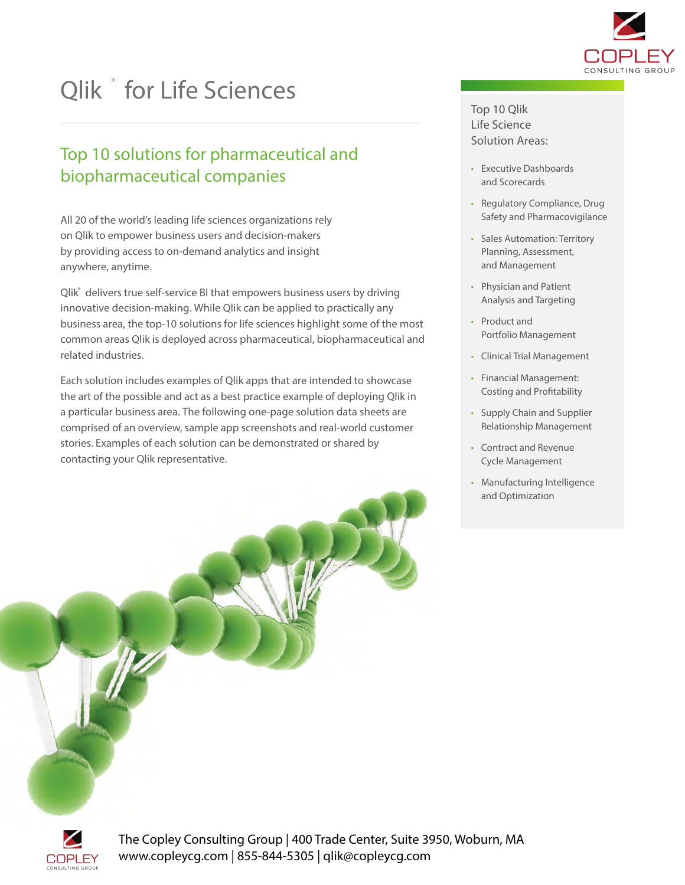# Qlik® for Life Sciences

## Top 10 solutions for pharmaceutical and biopharmaceutical companies

All 20 of the world's leading life sciences organizations rely on Qlik to empower business users and decision-makers by providing access to on-demand analytics and insight anywhere, anytime.

Qlik® delivers true self-service BI that empowers business users by driving innovative decision-making. While Qlik can be applied to practically any business area, the top-10 solutions for life sciences highlight some of the most common areas Qlik is deployed across pharmaceutical, biopharmaceutical and related industries.

Each solution includes examples of Qlik apps that are intended to showcase the art of the possible and act as a best practice example of deploying Qlik in a particular business area. The following one-page solution data sheets are comprised of an overview, sample app screenshots and real-world customer stories. Examples of each solution can be demonstrated or shared by contacting your Qlik representative.

### Top 10 Qlik Life Science Solution Areas:

- Executive Dashboards and Scorecards
- Regulatory Compliance, Drug Safety and Pharmacovigilance
- Sales Automation: Territory Planning, Assessment, and Management
- Physician and Patient Analysis and Targeting
- Product and Portfolio Management
- Clinical Trial Management
- Financial Management: Costing and Profitability
- Supply Chain and Supplier Relationship Management
- Contract and Revenue Cycle Management
- Manufacturing Intelligence and Optimization

The Copley Consulting Group | 400 Trade Center, Suite 3950, Woburn, MA
www.copleycg.com | 855-844-5305 | qlik@copleycg.com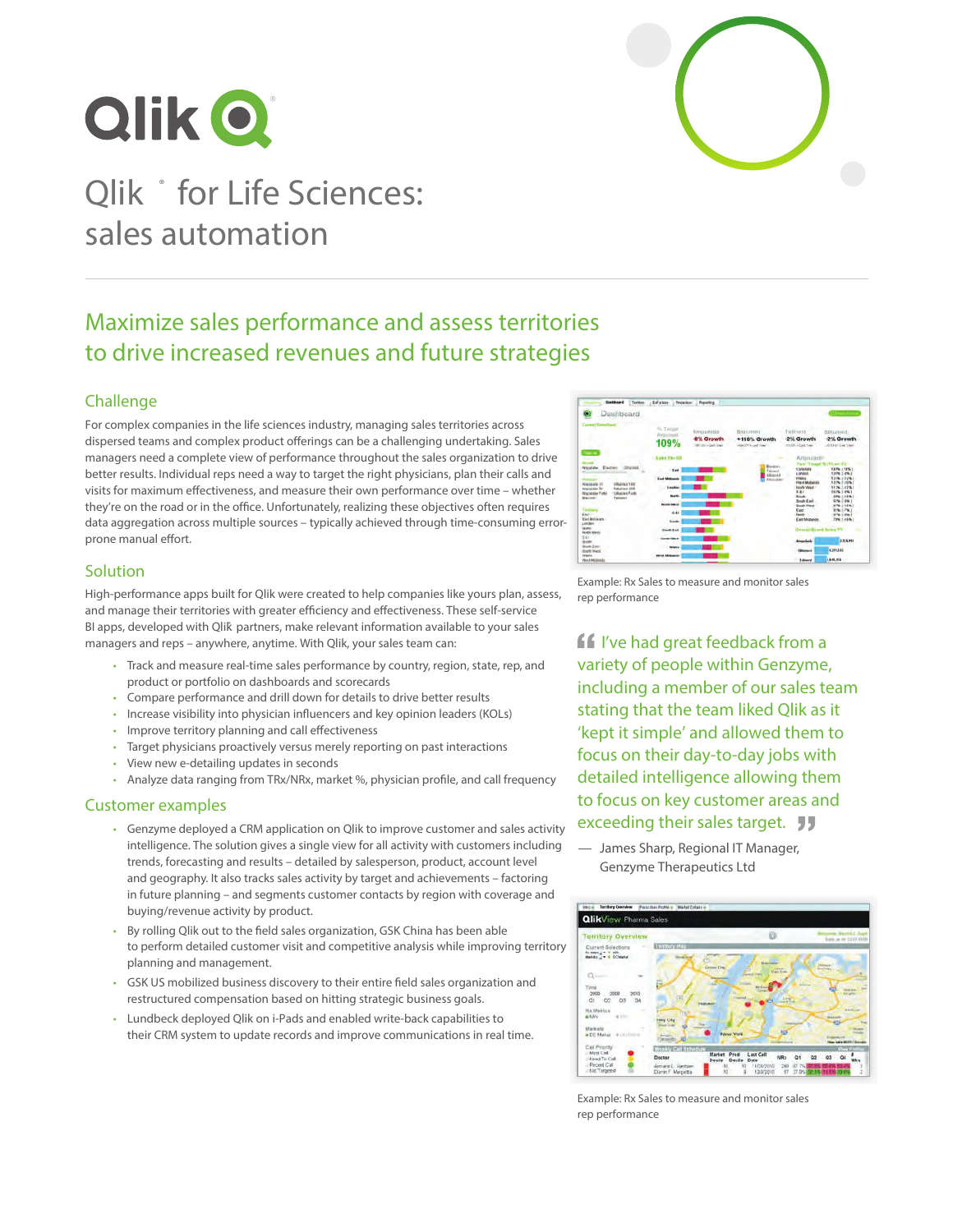# Qlik® for Life Sciences: sales automation

## Maximize sales performance and assess territories to drive increased revenues and future strategies

### Challenge

For complex companies in the life sciences industry, managing sales territories across dispersed teams and complex product offerings can be a challenging undertaking. Sales managers need a complete view of performance throughout the sales organization to drive better results. Individual reps need a way to target the right physicians, plan their calls and visits for maximum effectiveness, and measure their own performance over time – whether they're on the road or in the office. Unfortunately, realizing these objectives often requires data aggregation across multiple sources – typically achieved through time-consuming error-prone manual effort.

### Solution

High-performance apps built for Qlik were created to help companies like yours plan, assess, and manage their territories with greater efficiency and effectiveness. These self-service BI apps, developed with Qlik partners, make relevant information available to your sales managers and reps – anywhere, anytime. With Qlik, your sales team can:

- Track and measure real-time sales performance by country, region, state, rep, and product or portfolio on dashboards and scorecards
- Compare performance and drill down for details to drive better results
- Increase visibility into physician influencers and key opinion leaders (KOLs)
- Improve territory planning and call effectiveness
- Target physicians proactively versus merely reporting on past interactions
- View new e-detailing updates in seconds
- Analyze data ranging from TRx/NRx, market %, physician profile, and call frequency

### Customer examples

- Genzyme deployed a CRM application on Qlik to improve customer and sales activity intelligence. The solution gives a single view for all activity with customers including trends, forecasting and results – detailed by salesperson, product, account level and geography. It also tracks sales activity by target and achievements – factoring in future planning – and segments customer contacts by region with coverage and buying/revenue activity by product.
- By rolling Qlik out to the field sales organization, GSK China has been able to perform detailed customer visit and competitive analysis while improving territory planning and management.
- GSK US mobilized business discovery to their entire field sales organization and restructured compensation based on hitting strategic business goals.
- Lundbeck deployed Qlik on i-Pads and enabled write-back capabilities to their CRM system to update records and improve communications in real time.

Example: Rx Sales to measure and monitor sales rep performance

> "I've had great feedback from a variety of people within Genzyme, including a member of our sales team stating that the team liked Qlik as it 'kept it simple' and allowed them to focus on their day-to-day jobs with detailed intelligence allowing them to focus on key customer areas and exceeding their sales target."
>
> — James Sharp, Regional IT Manager, Genzyme Therapeutics Ltd

Example: Rx Sales to measure and monitor sales rep performance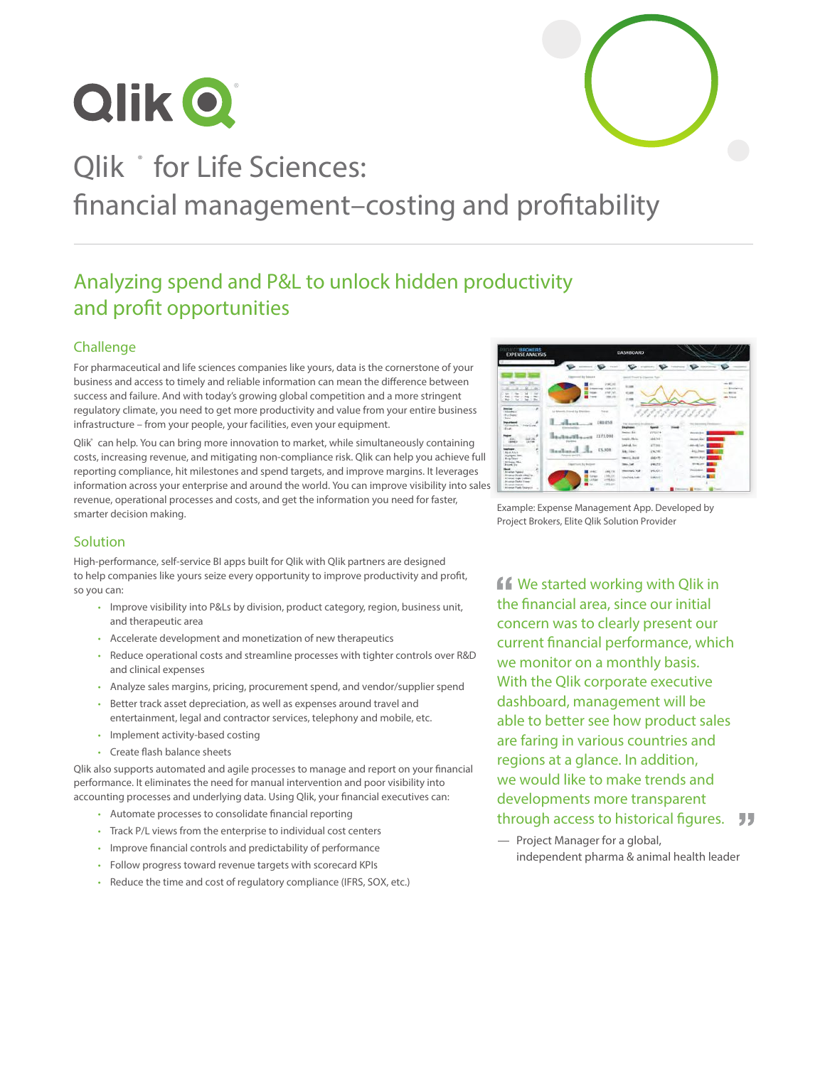# Qlik® for Life Sciences: financial management–costing and profitability

## Analyzing spend and P&L to unlock hidden productivity and profit opportunities

### Challenge

For pharmaceutical and life sciences companies like yours, data is the cornerstone of your business and access to timely and reliable information can mean the difference between success and failure. And with today's growing global competition and a more stringent regulatory climate, you need to get more productivity and value from your entire business infrastructure – from your people, your facilities, even your equipment.

Qlik® can help. You can bring more innovation to market, while simultaneously containing costs, increasing revenue, and mitigating non-compliance risk. Qlik can help you achieve full reporting compliance, hit milestones and spend targets, and improve margins. It leverages information across your enterprise and around the world. You can improve visibility into sales revenue, operational processes and costs, and get the information you need for faster, smarter decision making.

Example: Expense Management App. Developed by Project Brokers, Elite Qlik Solution Provider

### Solution

High-performance, self-service BI apps built for Qlik with Qlik partners are designed to help companies like yours seize every opportunity to improve productivity and profit, so you can:

- Improve visibility into P&Ls by division, product category, region, business unit, and therapeutic area
- Accelerate development and monetization of new therapeutics
- Reduce operational costs and streamline processes with tighter controls over R&D and clinical expenses
- Analyze sales margins, pricing, procurement spend, and vendor/supplier spend
- Better track asset depreciation, as well as expenses around travel and entertainment, legal and contractor services, telephony and mobile, etc.
- Implement activity-based costing
- Create flash balance sheets

Qlik also supports automated and agile processes to manage and report on your financial performance. It eliminates the need for manual intervention and poor visibility into accounting processes and underlying data. Using Qlik, your financial executives can:

- Automate processes to consolidate financial reporting
- Track P/L views from the enterprise to individual cost centers
- Improve financial controls and predictability of performance
- Follow progress toward revenue targets with scorecard KPIs
- Reduce the time and cost of regulatory compliance (IFRS, SOX, etc.)

> "We started working with Qlik in the financial area, since our initial concern was to clearly present our current financial performance, which we monitor on a monthly basis. With the Qlik corporate executive dashboard, management will be able to better see how product sales are faring in various countries and regions at a glance. In addition, we would like to make trends and developments more transparent through access to historical figures."
>
> — Project Manager for a global, independent pharma & animal health leader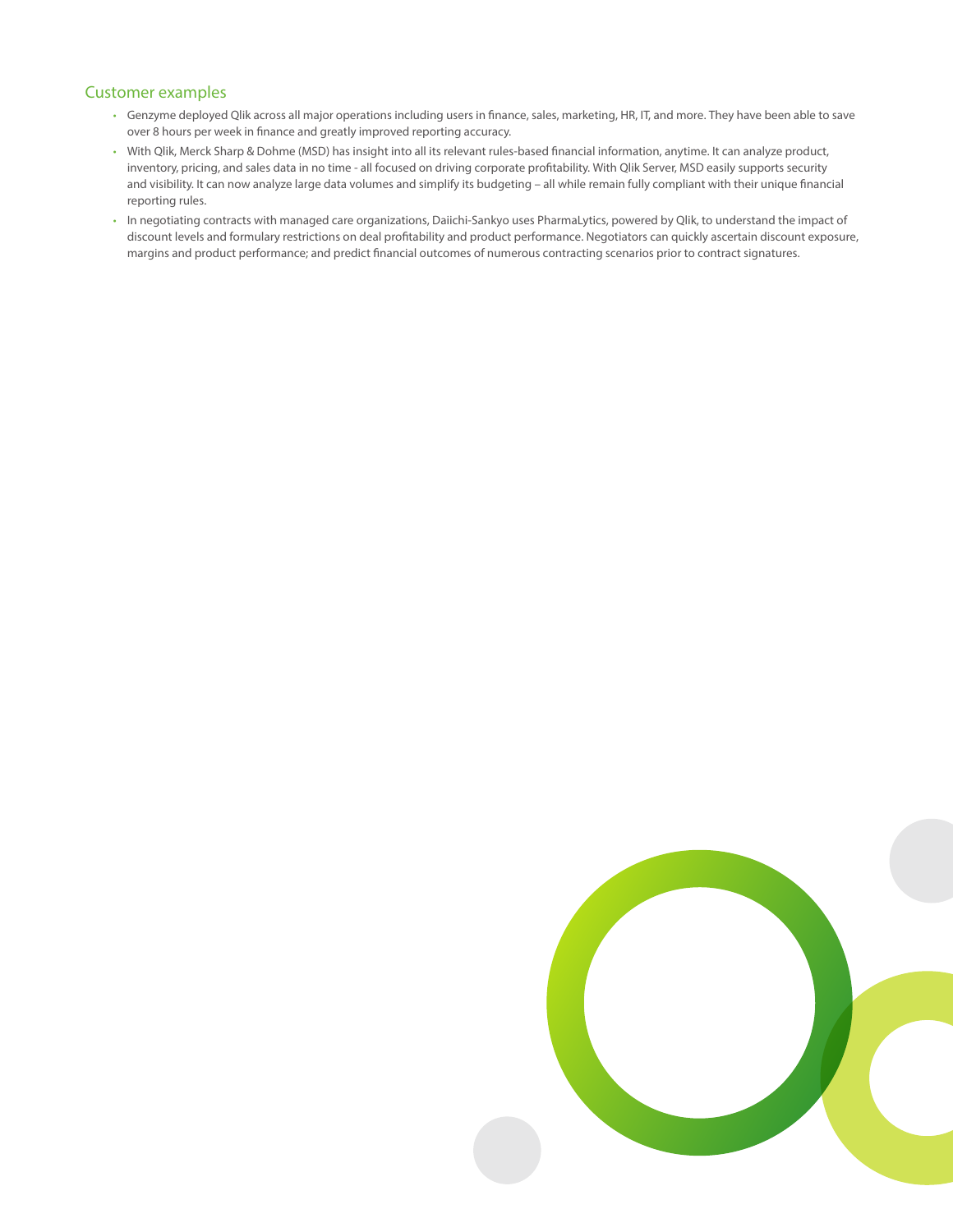## Customer examples

- Genzyme deployed Qlik across all major operations including users in finance, sales, marketing, HR, IT, and more. They have been able to save over 8 hours per week in finance and greatly improved reporting accuracy.
- With Qlik, Merck Sharp & Dohme (MSD) has insight into all its relevant rules-based financial information, anytime. It can analyze product, inventory, pricing, and sales data in no time - all focused on driving corporate profitability. With Qlik Server, MSD easily supports security and visibility. It can now analyze large data volumes and simplify its budgeting – all while remain fully compliant with their unique financial reporting rules.
- In negotiating contracts with managed care organizations, Daiichi-Sankyo uses PharmaLytics, powered by Qlik, to understand the impact of discount levels and formulary restrictions on deal profitability and product performance. Negotiators can quickly ascertain discount exposure, margins and product performance; and predict financial outcomes of numerous contracting scenarios prior to contract signatures.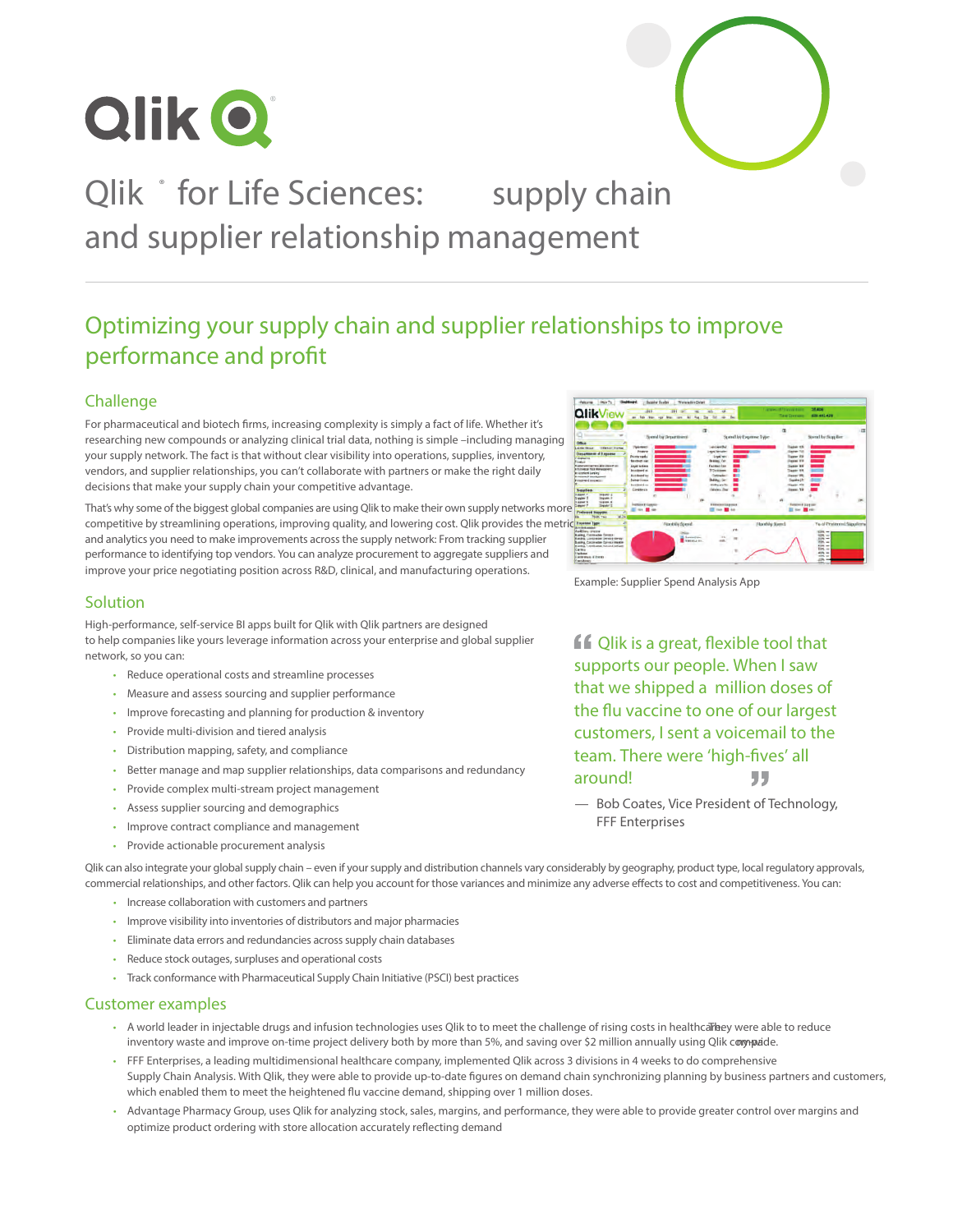# Qlik® for Life Sciences: supply chain and supplier relationship management

## Optimizing your supply chain and supplier relationships to improve performance and profit

### Challenge

For pharmaceutical and biotech firms, increasing complexity is simply a fact of life. Whether it's researching new compounds or analyzing clinical trial data, nothing is simple –including managing your supply network. The fact is that without clear visibility into operations, supplies, inventory, vendors, and supplier relationships, you can't collaborate with partners or make the right daily decisions that make your supply chain your competitive advantage.

That's why some of the biggest global companies are using Qlik to make their own supply networks more competitive by streamlining operations, improving quality, and lowering cost. Qlik provides the metrics and analytics you need to make improvements across the supply network: From tracking supplier performance to identifying top vendors. You can analyze procurement to aggregate suppliers and improve your price negotiating position across R&D, clinical, and manufacturing operations.

Example: Supplier Spend Analysis App

### Solution

High-performance, self-service BI apps built for Qlik with Qlik partners are designed to help companies like yours leverage information across your enterprise and global supplier network, so you can:

- Reduce operational costs and streamline processes
- Measure and assess sourcing and supplier performance
- Improve forecasting and planning for production & inventory
- Provide multi-division and tiered analysis
- Distribution mapping, safety, and compliance
- Better manage and map supplier relationships, data comparisons and redundancy
- Provide complex multi-stream project management
- Assess supplier sourcing and demographics
- Improve contract compliance and management
- Provide actionable procurement analysis

> "Qlik is a great, flexible tool that supports our people. When I saw that we shipped a million doses of the flu vaccine to one of our largest customers, I sent a voicemail to the team. There were 'high-fives' all around!"
>
> — Bob Coates, Vice President of Technology, FFF Enterprises

Qlik can also integrate your global supply chain – even if your supply and distribution channels vary considerably by geography, product type, local regulatory approvals, commercial relationships, and other factors. Qlik can help you account for those variances and minimize any adverse effects to cost and competitiveness. You can:

- Increase collaboration with customers and partners
- Improve visibility into inventories of distributors and major pharmacies
- Eliminate data errors and redundancies across supply chain databases
- Reduce stock outages, surpluses and operational costs
- Track conformance with Pharmaceutical Supply Chain Initiative (PSCI) best practices

### Customer examples

- A world leader in injectable drugs and infusion technologies uses Qlik to to meet the challenge of rising costs in healthcare. They were able to reduce inventory waste and improve on-time project delivery both by more than 5%, and saving over $2 million annually using Qlik companywide.
- FFF Enterprises, a leading multidimensional healthcare company, implemented Qlik across 3 divisions in 4 weeks to do comprehensive Supply Chain Analysis. With Qlik, they were able to provide up-to-date figures on demand chain synchronizing planning by business partners and customers, which enabled them to meet the heightened flu vaccine demand, shipping over 1 million doses.
- Advantage Pharmacy Group, uses Qlik for analyzing stock, sales, margins, and performance, they were able to provide greater control over margins and optimize product ordering with store allocation accurately reflecting demand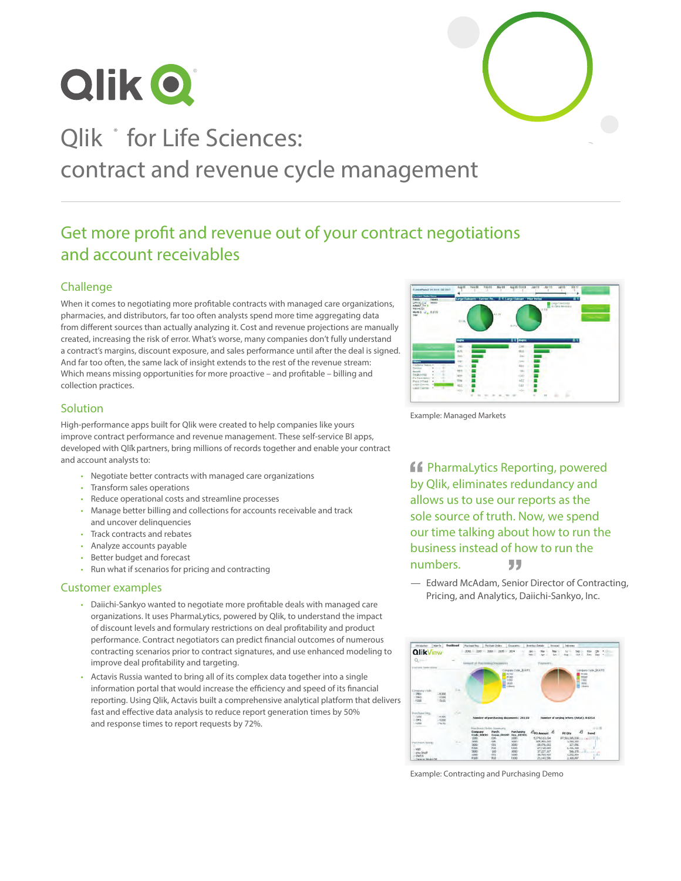# Qlik® for Life Sciences: contract and revenue cycle management

## Get more profit and revenue out of your contract negotiations and account receivables

### Challenge

When it comes to negotiating more profitable contracts with managed care organizations, pharmacies, and distributors, far too often analysts spend more time aggregating data from different sources than actually analyzing it. Cost and revenue projections are manually created, increasing the risk of error. What's worse, many companies don't fully understand a contract's margins, discount exposure, and sales performance until after the deal is signed. And far too often, the same lack of insight extends to the rest of the revenue stream: Which means missing opportunities for more proactive – and profitable – billing and collection practices.

### Solution

High-performance apps built for Qlik were created to help companies like yours improve contract performance and revenue management. These self-service BI apps, developed with Qlik partners, bring millions of records together and enable your contract and account analysts to:

- Negotiate better contracts with managed care organizations
- Transform sales operations
- Reduce operational costs and streamline processes
- Manage better billing and collections for accounts receivable and track and uncover delinquencies
- Track contracts and rebates
- Analyze accounts payable
- Better budget and forecast
- Run what if scenarios for pricing and contracting

### Customer examples

- Daiichi-Sankyo wanted to negotiate more profitable deals with managed care organizations. It uses PharmaLytics, powered by Qlik, to understand the impact of discount levels and formulary restrictions on deal profitability and product performance. Contract negotiators can predict financial outcomes of numerous contracting scenarios prior to contract signatures, and use enhanced modeling to improve deal profitability and targeting.
- Actavis Russia wanted to bring all of its complex data together into a single information portal that would increase the efficiency and speed of its financial reporting. Using Qlik, Actavis built a comprehensive analytical platform that delivers fast and effective data analysis to reduce report generation times by 50% and response times to report requests by 72%.

Example: Managed Markets

> "PharmaLytics Reporting, powered by Qlik, eliminates redundancy and allows us to use our reports as the sole source of truth. Now, we spend our time talking about how to run the business instead of how to run the numbers."
>
> — Edward McAdam, Senior Director of Contracting, Pricing, and Analytics, Daiichi-Sankyo, Inc.

Example: Contracting and Purchasing Demo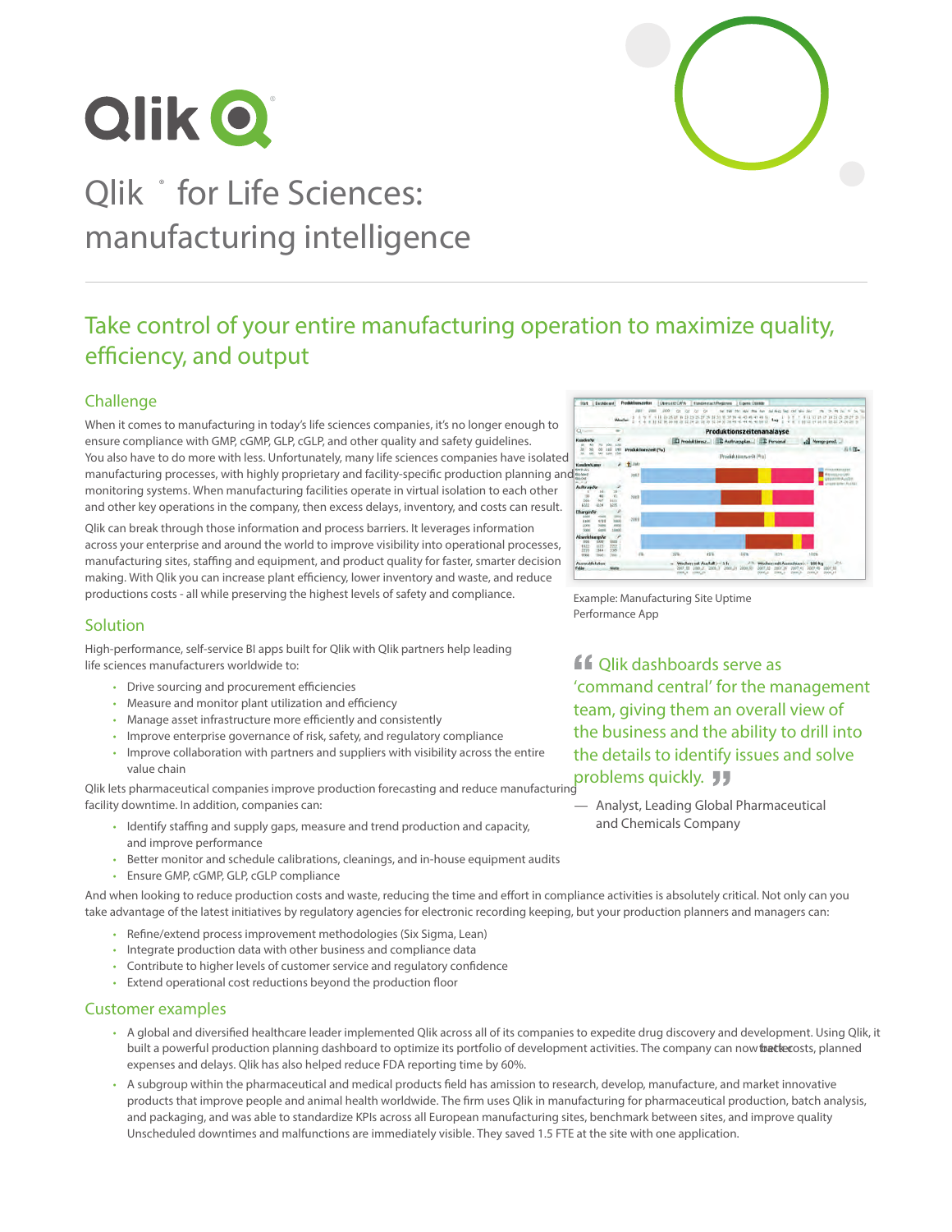# Qlik® for Life Sciences: manufacturing intelligence

## Take control of your entire manufacturing operation to maximize quality, efficiency, and output

### Challenge

When it comes to manufacturing in today's life sciences companies, it's no longer enough to ensure compliance with GMP, cGMP, GLP, cGLP, and other quality and safety guidelines. You also have to do more with less. Unfortunately, many life sciences companies have isolated manufacturing processes, with highly proprietary and facility-specific production planning and monitoring systems. When manufacturing facilities operate in virtual isolation to each other and other key operations in the company, then excess delays, inventory, and costs can result.

Qlik can break through those information and process barriers. It leverages information across your enterprise and around the world to improve visibility into operational processes, manufacturing sites, staffing and equipment, and product quality for faster, smarter decision making. With Qlik you can increase plant efficiency, lower inventory and waste, and reduce productions costs - all while preserving the highest levels of safety and compliance.

Example: Manufacturing Site Uptime Performance App

### Solution

High-performance, self-service BI apps built for Qlik with Qlik partners help leading life sciences manufacturers worldwide to:

- Drive sourcing and procurement efficiencies
- Measure and monitor plant utilization and efficiency
- Manage asset infrastructure more efficiently and consistently
- Improve enterprise governance of risk, safety, and regulatory compliance
- Improve collaboration with partners and suppliers with visibility across the entire value chain

Qlik lets pharmaceutical companies improve production forecasting and reduce manufacturing facility downtime. In addition, companies can:

- Identify staffing and supply gaps, measure and trend production and capacity, and improve performance
- Better monitor and schedule calibrations, cleanings, and in-house equipment audits
- Ensure GMP, cGMP, GLP, cGLP compliance

> “Qlik dashboards serve as ‘command central’ for the management team, giving them an overall view of the business and the ability to drill into the details to identify issues and solve problems quickly.”
>
> — Analyst, Leading Global Pharmaceutical and Chemicals Company

And when looking to reduce production costs and waste, reducing the time and effort in compliance activities is absolutely critical. Not only can you take advantage of the latest initiatives by regulatory agencies for electronic recording keeping, but your production planners and managers can:

- Refine/extend process improvement methodologies (Six Sigma, Lean)
- Integrate production data with other business and compliance data
- Contribute to higher levels of customer service and regulatory confidence
- Extend operational cost reductions beyond the production floor

### Customer examples

- A global and diversified healthcare leader implemented Qlik across all of its companies to expedite drug discovery and development. Using Qlik, it built a powerful production planning dashboard to optimize its portfolio of development activities. The company can now track costs, planned expenses and delays. Qlik has also helped reduce FDA reporting time by 60%.
- A subgroup within the pharmaceutical and medical products field has amission to research, develop, manufacture, and market innovative products that improve people and animal health worldwide. The firm uses Qlik in manufacturing for pharmaceutical production, batch analysis, and packaging, and was able to standardize KPIs across all European manufacturing sites, benchmark between sites, and improve quality Unscheduled downtimes and malfunctions are immediately visible. They saved 1.5 FTE at the site with one application.